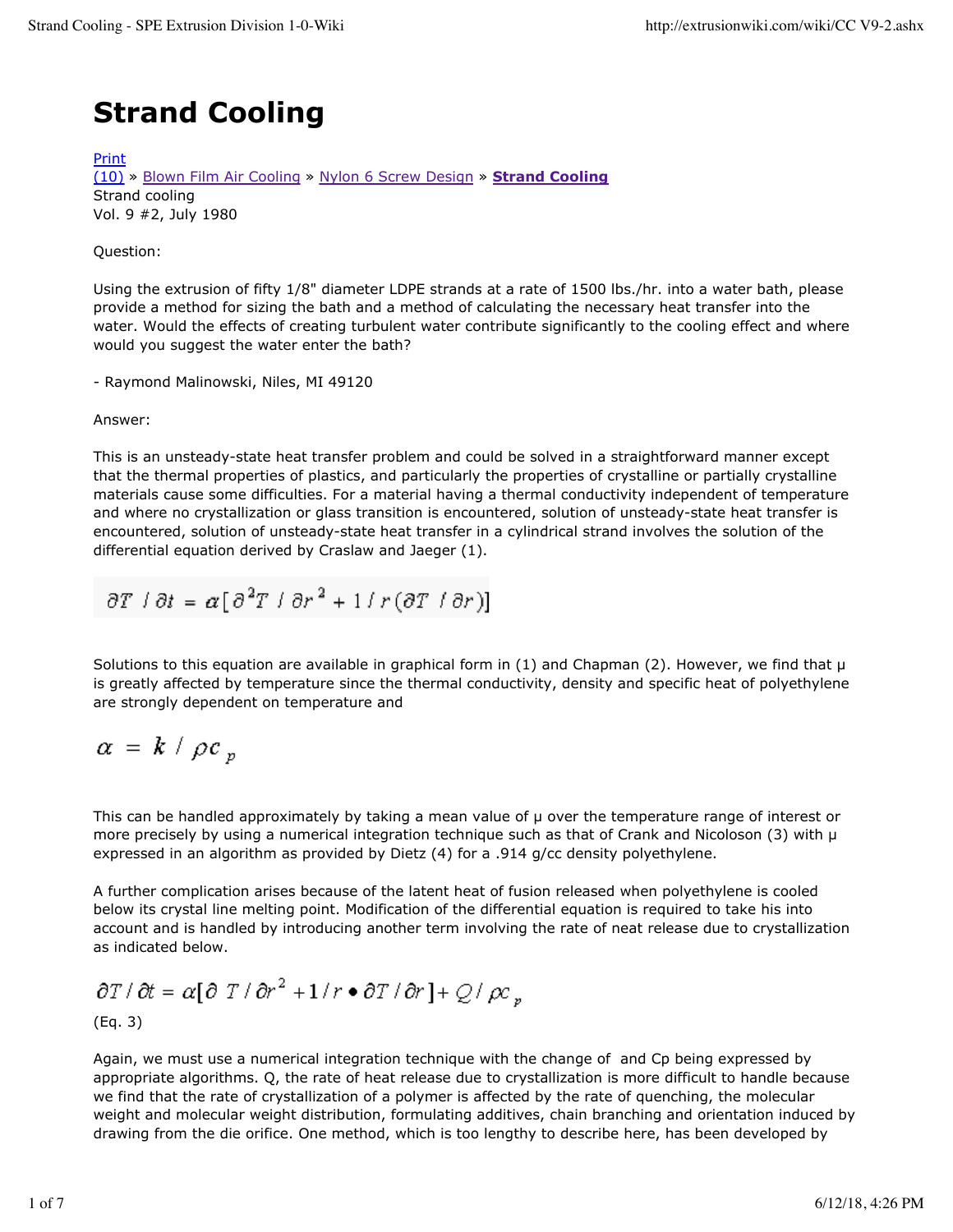# Strand Cooling

Print
(10) » Blown Film Air Cooling » Nylon 6 Screw Design » **Strand Cooling**
Strand cooling
Vol. 9 #2, July 1980

Question:

Using the extrusion of fifty 1/8" diameter LDPE strands at a rate of 1500 lbs./hr. into a water bath, please provide a method for sizing the bath and a method of calculating the necessary heat transfer into the water. Would the effects of creating turbulent water contribute significantly to the cooling effect and where would you suggest the water enter the bath?

- Raymond Malinowski, Niles, MI 49120

Answer:

This is an unsteady-state heat transfer problem and could be solved in a straightforward manner except that the thermal properties of plastics, and particularly the properties of crystalline or partially crystalline materials cause some difficulties. For a material having a thermal conductivity independent of temperature and where no crystallization or glass transition is encountered, solution of unsteady-state heat transfer is encountered, solution of unsteady-state heat transfer in a cylindrical strand involves the solution of the differential equation derived by Craslaw and Jaeger (1).

$$\partial T / \partial t = \alpha[\partial^2 T / \partial r^2 + 1/r(\partial T / \partial r)]$$

Solutions to this equation are available in graphical form in (1) and Chapman (2). However, we find that μ is greatly affected by temperature since the thermal conductivity, density and specific heat of polyethylene are strongly dependent on temperature and

$$\alpha = k / \rho c_p$$

This can be handled approximately by taking a mean value of μ over the temperature range of interest or more precisely by using a numerical integration technique such as that of Crank and Nicoloson (3) with μ expressed in an algorithm as provided by Dietz (4) for a .914 g/cc density polyethylene.

A further complication arises because of the latent heat of fusion released when polyethylene is cooled below its crystal line melting point. Modification of the differential equation is required to take his into account and is handled by introducing another term involving the rate of neat release due to crystallization as indicated below.

$$\partial T / \partial t = \alpha[\partial T / \partial r^2 + 1/r \bullet \partial T / \partial r] + Q / \rho c_p$$

(Eq. 3)

Again, we must use a numerical integration technique with the change of  and Cp being expressed by appropriate algorithms. Q, the rate of heat release due to crystallization is more difficult to handle because we find that the rate of crystallization of a polymer is affected by the rate of quenching, the molecular weight and molecular weight distribution, formulating additives, chain branching and orientation induced by drawing from the die orifice. One method, which is too lengthy to describe here, has been developed by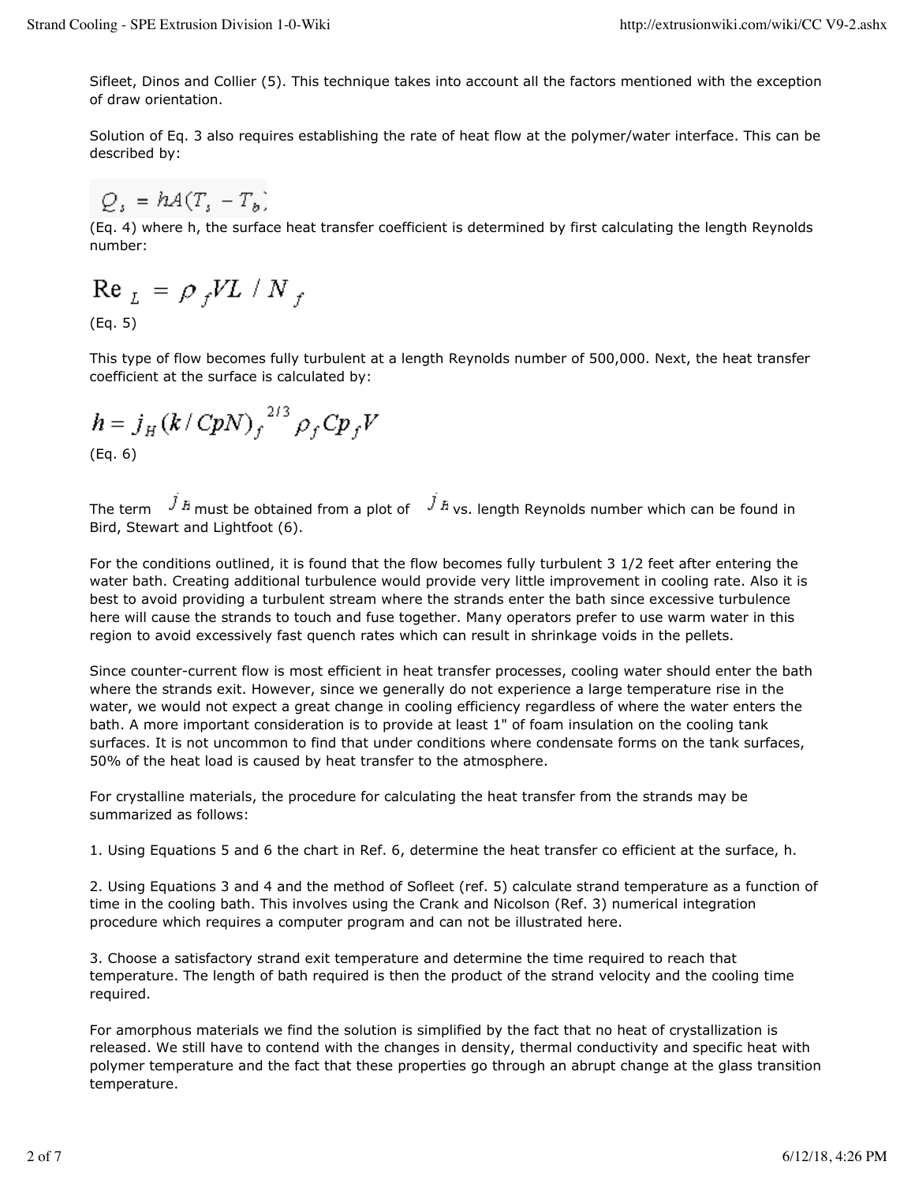Sifleet, Dinos and Collier (5). This technique takes into account all the factors mentioned with the exception of draw orientation.

Solution of Eq. 3 also requires establishing the rate of heat flow at the polymer/water interface. This can be described by:

$$Q_s = hA(T_s - T_b)$$

(Eq. 4) where h, the surface heat transfer coefficient is determined by first calculating the length Reynolds number:

$$\text{Re}_L = \rho_f VL / N_f$$

(Eq. 5)

This type of flow becomes fully turbulent at a length Reynolds number of 500,000. Next, the heat transfer coefficient at the surface is calculated by:

$$h = j_H (k / CpN)_f^{2/3} \rho_f Cp_f V$$

(Eq. 6)

The term $j_H$ must be obtained from a plot of $j_H$ vs. length Reynolds number which can be found in Bird, Stewart and Lightfoot (6).

For the conditions outlined, it is found that the flow becomes fully turbulent 3 1/2 feet after entering the water bath. Creating additional turbulence would provide very little improvement in cooling rate. Also it is best to avoid providing a turbulent stream where the strands enter the bath since excessive turbulence here will cause the strands to touch and fuse together. Many operators prefer to use warm water in this region to avoid excessively fast quench rates which can result in shrinkage voids in the pellets.

Since counter-current flow is most efficient in heat transfer processes, cooling water should enter the bath where the strands exit. However, since we generally do not experience a large temperature rise in the water, we would not expect a great change in cooling efficiency regardless of where the water enters the bath. A more important consideration is to provide at least 1" of foam insulation on the cooling tank surfaces. It is not uncommon to find that under conditions where condensate forms on the tank surfaces, 50% of the heat load is caused by heat transfer to the atmosphere.

For crystalline materials, the procedure for calculating the heat transfer from the strands may be summarized as follows:

1. Using Equations 5 and 6 the chart in Ref. 6, determine the heat transfer co efficient at the surface, h.

2. Using Equations 3 and 4 and the method of Sofleet (ref. 5) calculate strand temperature as a function of time in the cooling bath. This involves using the Crank and Nicolson (Ref. 3) numerical integration procedure which requires a computer program and can not be illustrated here.

3. Choose a satisfactory strand exit temperature and determine the time required to reach that temperature. The length of bath required is then the product of the strand velocity and the cooling time required.

For amorphous materials we find the solution is simplified by the fact that no heat of crystallization is released. We still have to contend with the changes in density, thermal conductivity and specific heat with polymer temperature and the fact that these properties go through an abrupt change at the glass transition temperature.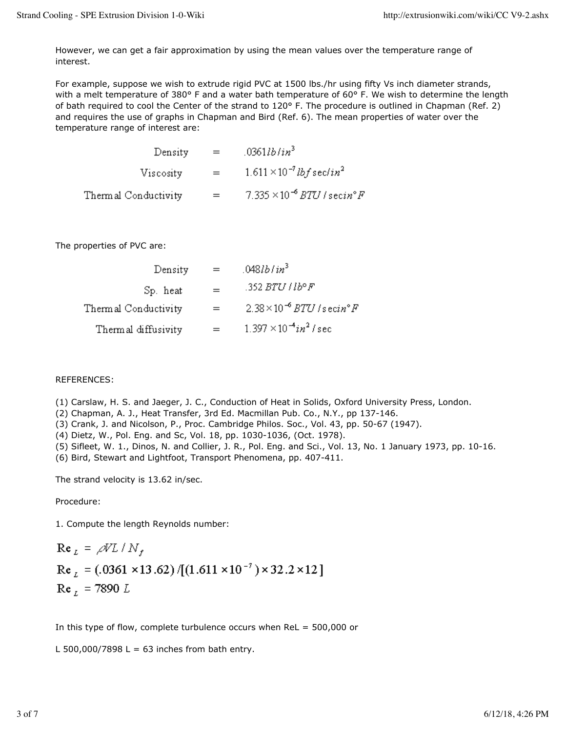However, we can get a fair approximation by using the mean values over the temperature range of interest.

For example, suppose we wish to extrude rigid PVC at 1500 lbs./hr using fifty Vs inch diameter strands, with a melt temperature of 380° F and a water bath temperature of 60° F. We wish to determine the length of bath required to cool the Center of the strand to 120° F. The procedure is outlined in Chapman (Ref. 2) and requires the use of graphs in Chapman and Bird (Ref. 6). The mean properties of water over the temperature range of interest are:

$$\text{Density} = .0361\,lb/in^3$$

$$\text{Viscosity} = 1.611 \times 10^{-7}\,lbf\,sec/in^2$$

$$\text{Thermal Conductivity} = 7.335 \times 10^{-6}\,BTU/sec\,in\,°F$$

The properties of PVC are:

$$\text{Density} = .048\,lb/in^3$$

$$\text{Sp. heat} = .352\,BTU/lb\,°F$$

$$\text{Thermal Conductivity} = 2.38 \times 10^{-6}\,BTU/sec\,in\,°F$$

$$\text{Thermal diffusivity} = 1.397 \times 10^{-4}\,in^2/sec$$

REFERENCES:

(1) Carslaw, H. S. and Jaeger, J. C., Conduction of Heat in Solids, Oxford University Press, London.
(2) Chapman, A. J., Heat Transfer, 3rd Ed. Macmillan Pub. Co., N.Y., pp 137-146.
(3) Crank, J. and Nicolson, P., Proc. Cambridge Philos. Soc., Vol. 43, pp. 50-67 (1947).
(4) Dietz, W., Pol. Eng. and Sc, Vol. 18, pp. 1030-1036, (Oct. 1978).
(5) Sifleet, W. 1., Dinos, N. and Collier, J. R., Pol. Eng. and Sci., Vol. 13, No. 1 January 1973, pp. 10-16.
(6) Bird, Stewart and Lightfoot, Transport Phenomena, pp. 407-411.

The strand velocity is 13.62 in/sec.

Procedure:

1. Compute the length Reynolds number:

$$\mathbf{Re}_L = \rho V L / N_f$$

$$\mathbf{Re}_L = (.0361 \times 13.62)/[(1.611 \times 10^{-7}) \times 32.2 \times 12]$$

$$\mathbf{Re}_L = 7890\,L$$

In this type of flow, complete turbulence occurs when ReL = 500,000 or

L 500,000/7898 L = 63 inches from bath entry.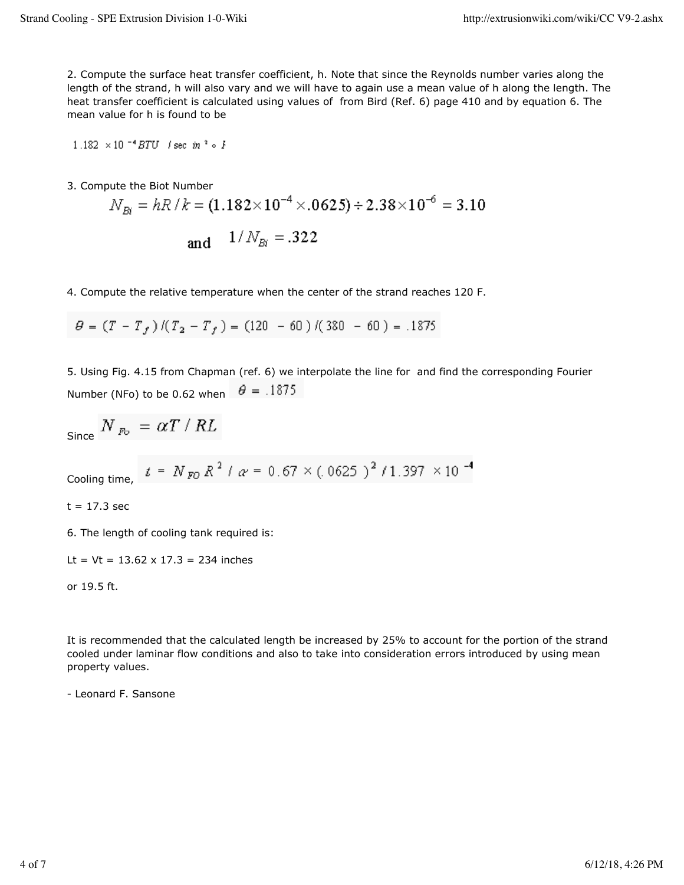2. Compute the surface heat transfer coefficient, h. Note that since the Reynolds number varies along the length of the strand, h will also vary and we will have to again use a mean value of h along the length. The heat transfer coefficient is calculated using values of  from Bird (Ref. 6) page 410 and by equation 6. The mean value for h is found to be

$$1.182 \times 10^{-4} \, BTU \, / \sec \, in^2 \, \circ F$$

3. Compute the Biot Number

$$N_{Bi} = hR/k = (1.182 \times 10^{-4} \times .0625) \div 2.38 \times 10^{-6} = 3.10$$

$$\text{and} \quad 1/N_{Bi} = .322$$

4. Compute the relative temperature when the center of the strand reaches 120 F.

$$\theta = (T - T_f)/(T_2 - T_f) = (120 - 60)/(380 - 60) = .1875$$

5. Using Fig. 4.15 from Chapman (ref. 6) we interpolate the line for  and find the corresponding Fourier Number (NFo) to be 0.62 when $\theta = .1875$

Since $N_{Fo} = \alpha T / RL$

Cooling time, $t = N_{FO} R^2 / \alpha = 0.67 \times (.0625)^2 / 1.397 \times 10^{-4}$

t = 17.3 sec

6. The length of cooling tank required is:

Lt = Vt = 13.62 x 17.3 = 234 inches

or 19.5 ft.

It is recommended that the calculated length be increased by 25% to account for the portion of the strand cooled under laminar flow conditions and also to take into consideration errors introduced by using mean property values.

- Leonard F. Sansone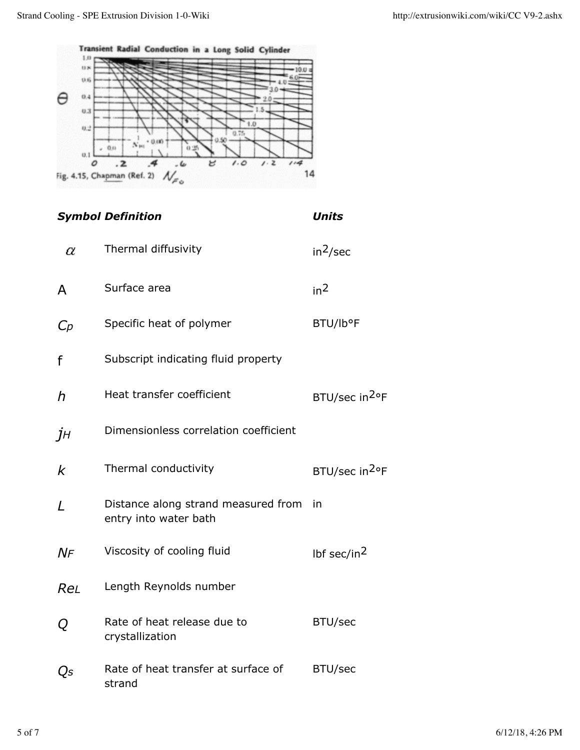Transient Radial Conduction in a Long Solid Cylinder

Fig. 4.15, Chapman (Ref. 2) $N_{Fo}$

| ***Symbol*** | ***Definition*** | ***Units*** |
|---|---|---|
| $\alpha$ | Thermal diffusivity | in$^2$/sec |
| A | Surface area | in$^2$ |
| $C_p$ | Specific heat of polymer | BTU/lb°F |
| f | Subscript indicating fluid property | |
| $h$ | Heat transfer coefficient | BTU/sec in$^2$°F |
| $j_H$ | Dimensionless correlation coefficient | |
| $k$ | Thermal conductivity | BTU/sec in$^2$°F |
| $L$ | Distance along strand measured from entry into water bath | in |
| $N_F$ | Viscosity of cooling fluid | lbf sec/in$^2$ |
| $Re_L$ | Length Reynolds number | |
| $Q$ | Rate of heat release due to crystallization | BTU/sec |
| $Q_s$ | Rate of heat transfer at surface of strand | BTU/sec |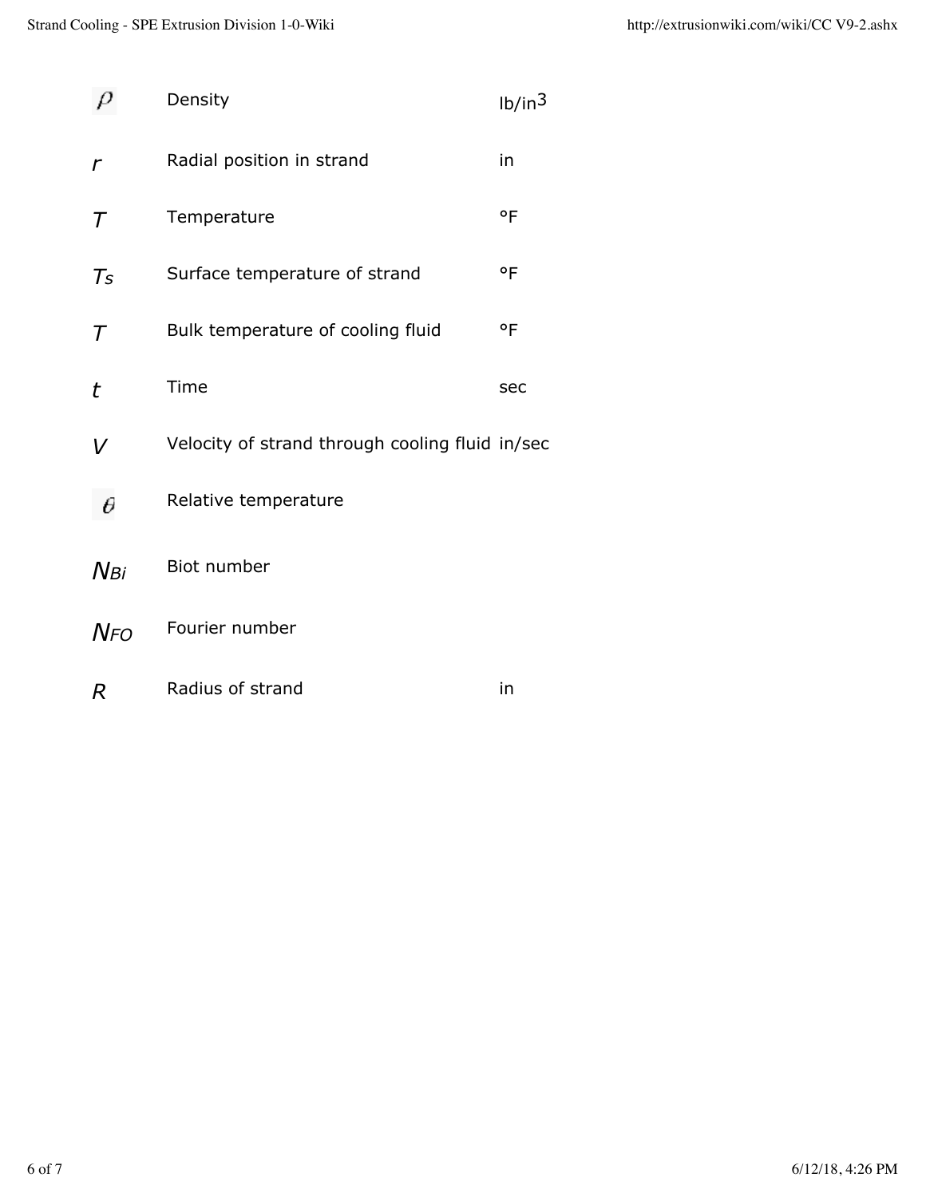| | | |
|---|---|---|
| $\rho$ | Density | lb/in$^3$ |
| $r$ | Radial position in strand | in |
| $T$ | Temperature | °F |
| $T_s$ | Surface temperature of strand | °F |
| $T$ | Bulk temperature of cooling fluid | °F |
| $t$ | Time | sec |
| $V$ | Velocity of strand through cooling fluid | in/sec |
| $\theta$ | Relative temperature | |
| $N_{Bi}$ | Biot number | |
| $N_{FO}$ | Fourier number | |
| $R$ | Radius of strand | in |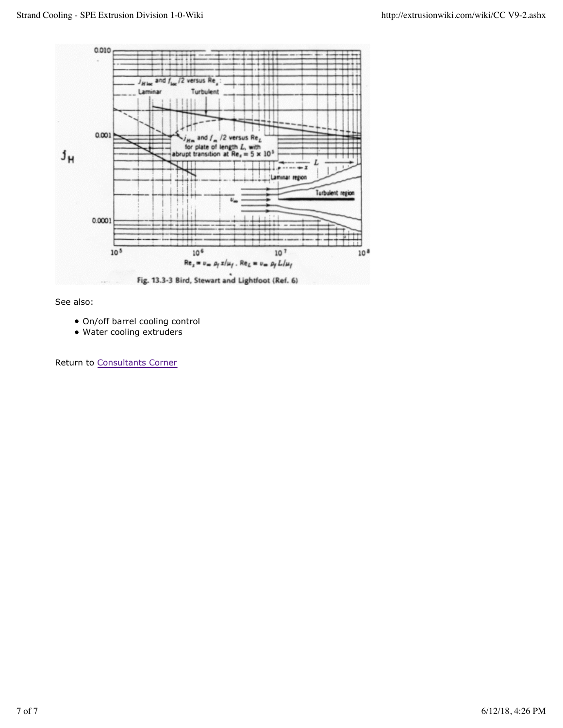$j_{H\,loc}$ and $f_{loc}/2$ versus $Re_x$:

Laminar

Turbulent

$j_{Hm}$ and $f_m/2$ versus $Re_L$ for plate of length $L$, with abrupt transition at $Re_x = 5 \times 10^5$

$L$

$x$

Laminar region

Turbulent region

$v_\infty$

$j_H$

0.010

0.001

0.0001

$10^5$

$10^6$

$10^7$

$10^8$

$Re_x = v_\infty \rho_f x/\mu_f$ , $Re_L = v_\infty \rho_f L/\mu_f$

Fig. 13.3-3 Bird, Stewart and Lightfoot (Ref. 6)

See also:

- On/off barrel cooling control
- Water cooling extruders

Return to Consultants Corner